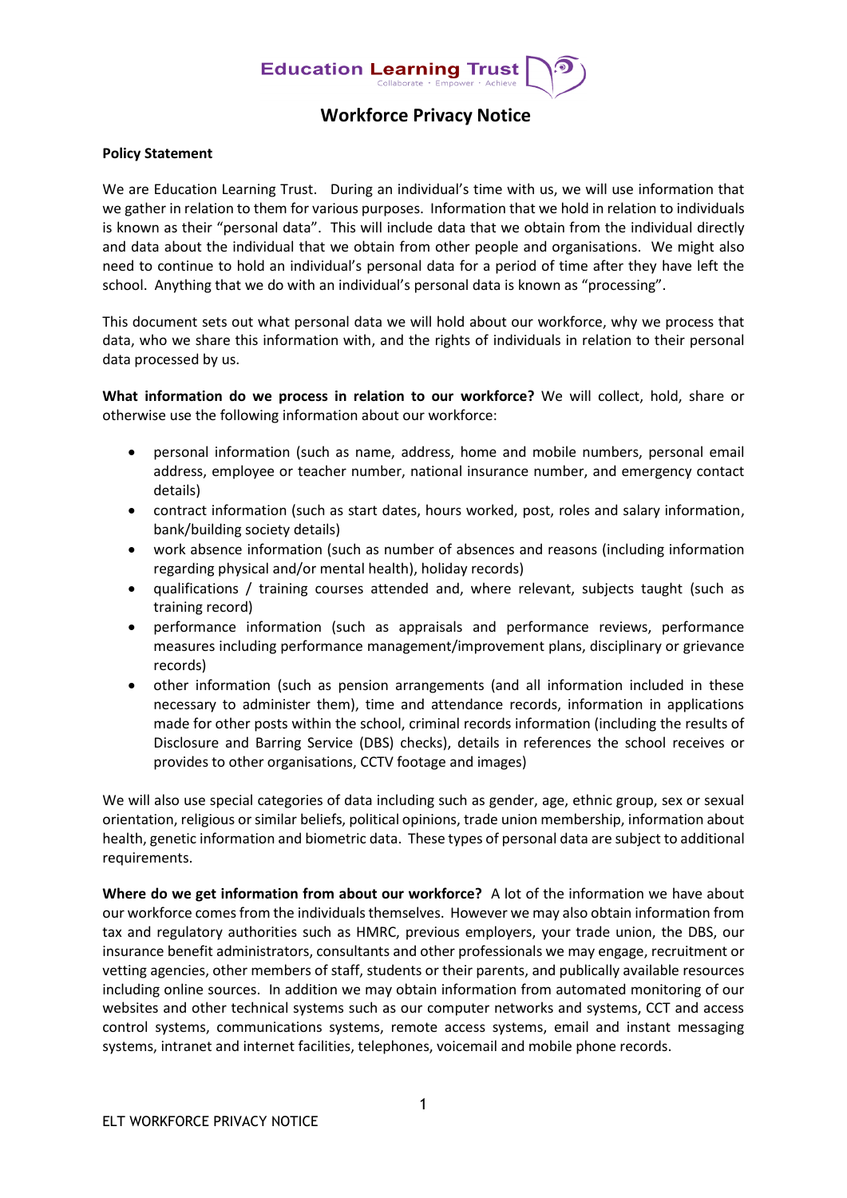Education Learning Trust
Collaborate · Empower · Achieve

# Workforce Privacy Notice

**Policy Statement**

We are Education Learning Trust. During an individual's time with us, we will use information that we gather in relation to them for various purposes. Information that we hold in relation to individuals is known as their "personal data". This will include data that we obtain from the individual directly and data about the individual that we obtain from other people and organisations. We might also need to continue to hold an individual's personal data for a period of time after they have left the school. Anything that we do with an individual's personal data is known as "processing".

This document sets out what personal data we will hold about our workforce, why we process that data, who we share this information with, and the rights of individuals in relation to their personal data processed by us.

**What information do we process in relation to our workforce?** We will collect, hold, share or otherwise use the following information about our workforce:

- personal information (such as name, address, home and mobile numbers, personal email address, employee or teacher number, national insurance number, and emergency contact details)
- contract information (such as start dates, hours worked, post, roles and salary information, bank/building society details)
- work absence information (such as number of absences and reasons (including information regarding physical and/or mental health), holiday records)
- qualifications / training courses attended and, where relevant, subjects taught (such as training record)
- performance information (such as appraisals and performance reviews, performance measures including performance management/improvement plans, disciplinary or grievance records)
- other information (such as pension arrangements (and all information included in these necessary to administer them), time and attendance records, information in applications made for other posts within the school, criminal records information (including the results of Disclosure and Barring Service (DBS) checks), details in references the school receives or provides to other organisations, CCTV footage and images)

We will also use special categories of data including such as gender, age, ethnic group, sex or sexual orientation, religious or similar beliefs, political opinions, trade union membership, information about health, genetic information and biometric data. These types of personal data are subject to additional requirements.

**Where do we get information from about our workforce?** A lot of the information we have about our workforce comes from the individuals themselves. However we may also obtain information from tax and regulatory authorities such as HMRC, previous employers, your trade union, the DBS, our insurance benefit administrators, consultants and other professionals we may engage, recruitment or vetting agencies, other members of staff, students or their parents, and publically available resources including online sources. In addition we may obtain information from automated monitoring of our websites and other technical systems such as our computer networks and systems, CCT and access control systems, communications systems, remote access systems, email and instant messaging systems, intranet and internet facilities, telephones, voicemail and mobile phone records.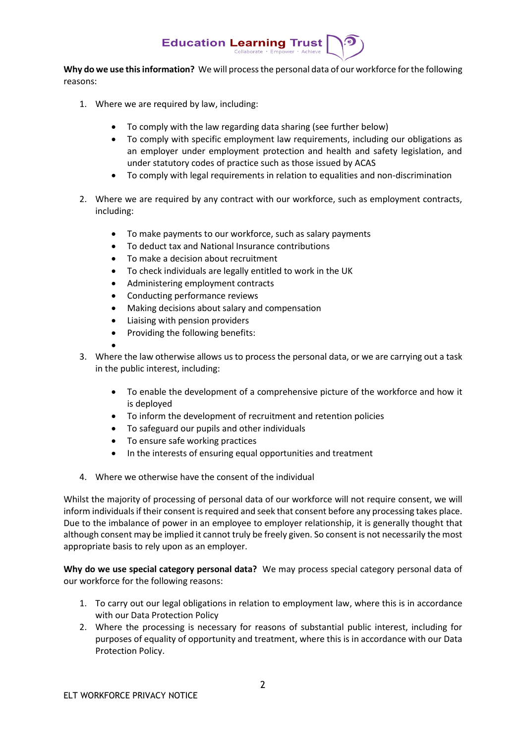**Why do we use this information?** We will process the personal data of our workforce for the following reasons:

1. Where we are required by law, including:

    - To comply with the law regarding data sharing (see further below)
    - To comply with specific employment law requirements, including our obligations as an employer under employment protection and health and safety legislation, and under statutory codes of practice such as those issued by ACAS
    - To comply with legal requirements in relation to equalities and non-discrimination

2. Where we are required by any contract with our workforce, such as employment contracts, including:

    - To make payments to our workforce, such as salary payments
    - To deduct tax and National Insurance contributions
    - To make a decision about recruitment
    - To check individuals are legally entitled to work in the UK
    - Administering employment contracts
    - Conducting performance reviews
    - Making decisions about salary and compensation
    - Liaising with pension providers
    - Providing the following benefits:
    - 

3. Where the law otherwise allows us to process the personal data, or we are carrying out a task in the public interest, including:

    - To enable the development of a comprehensive picture of the workforce and how it is deployed
    - To inform the development of recruitment and retention policies
    - To safeguard our pupils and other individuals
    - To ensure safe working practices
    - In the interests of ensuring equal opportunities and treatment

4. Where we otherwise have the consent of the individual

Whilst the majority of processing of personal data of our workforce will not require consent, we will inform individuals if their consent is required and seek that consent before any processing takes place. Due to the imbalance of power in an employee to employer relationship, it is generally thought that although consent may be implied it cannot truly be freely given. So consent is not necessarily the most appropriate basis to rely upon as an employer.

**Why do we use special category personal data?** We may process special category personal data of our workforce for the following reasons:

1. To carry out our legal obligations in relation to employment law, where this is in accordance with our Data Protection Policy
2. Where the processing is necessary for reasons of substantial public interest, including for purposes of equality of opportunity and treatment, where this is in accordance with our Data Protection Policy.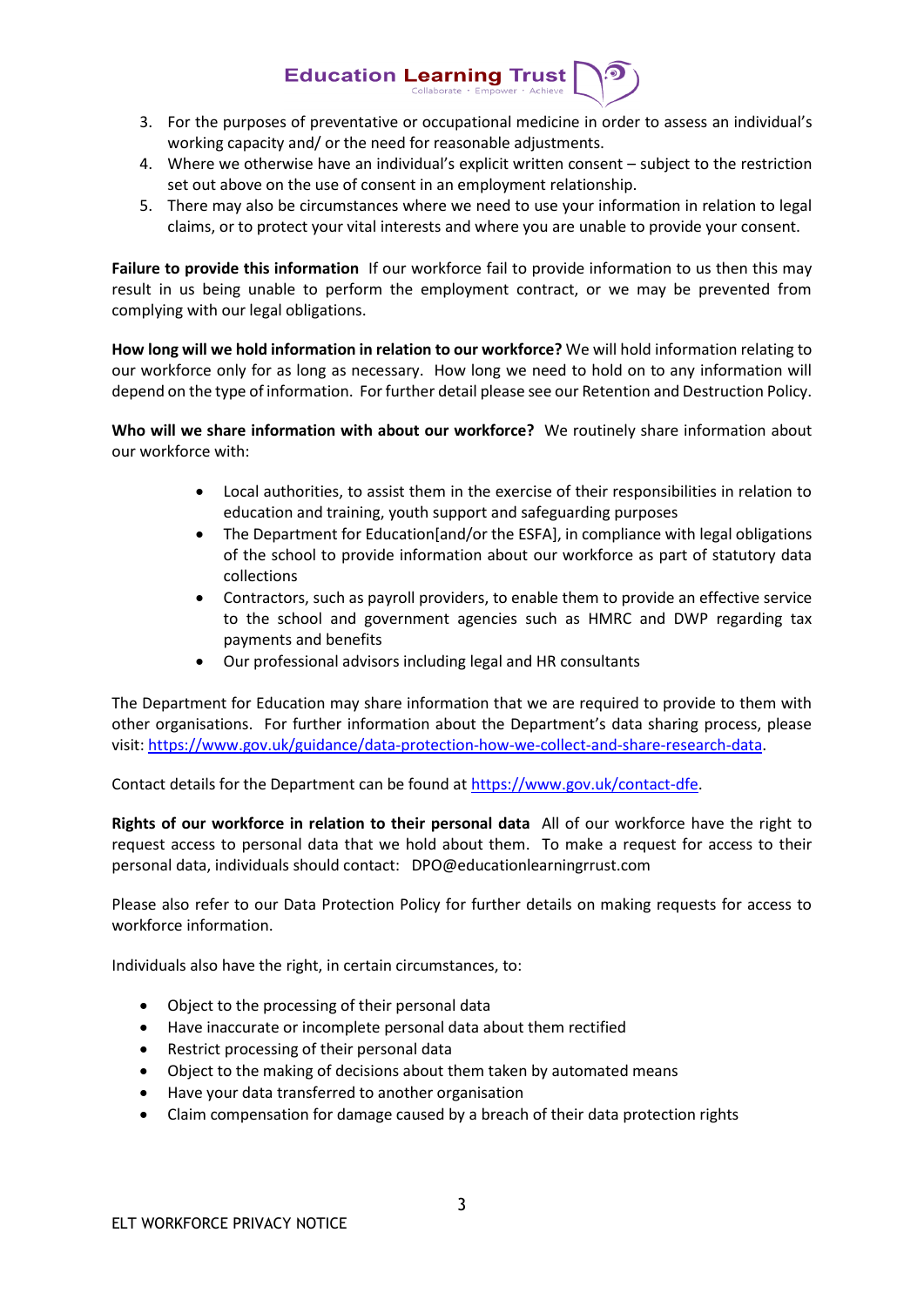3. For the purposes of preventative or occupational medicine in order to assess an individual's working capacity and/ or the need for reasonable adjustments.
4. Where we otherwise have an individual's explicit written consent – subject to the restriction set out above on the use of consent in an employment relationship.
5. There may also be circumstances where we need to use your information in relation to legal claims, or to protect your vital interests and where you are unable to provide your consent.

**Failure to provide this information** If our workforce fail to provide information to us then this may result in us being unable to perform the employment contract, or we may be prevented from complying with our legal obligations.

**How long will we hold information in relation to our workforce?** We will hold information relating to our workforce only for as long as necessary. How long we need to hold on to any information will depend on the type of information. For further detail please see our Retention and Destruction Policy.

**Who will we share information with about our workforce?** We routinely share information about our workforce with:

- Local authorities, to assist them in the exercise of their responsibilities in relation to education and training, youth support and safeguarding purposes
- The Department for Education[and/or the ESFA], in compliance with legal obligations of the school to provide information about our workforce as part of statutory data collections
- Contractors, such as payroll providers, to enable them to provide an effective service to the school and government agencies such as HMRC and DWP regarding tax payments and benefits
- Our professional advisors including legal and HR consultants

The Department for Education may share information that we are required to provide to them with other organisations. For further information about the Department's data sharing process, please visit: https://www.gov.uk/guidance/data-protection-how-we-collect-and-share-research-data.

Contact details for the Department can be found at https://www.gov.uk/contact-dfe.

**Rights of our workforce in relation to their personal data** All of our workforce have the right to request access to personal data that we hold about them. To make a request for access to their personal data, individuals should contact: DPO@educationlearningrrust.com

Please also refer to our Data Protection Policy for further details on making requests for access to workforce information.

Individuals also have the right, in certain circumstances, to:

- Object to the processing of their personal data
- Have inaccurate or incomplete personal data about them rectified
- Restrict processing of their personal data
- Object to the making of decisions about them taken by automated means
- Have your data transferred to another organisation
- Claim compensation for damage caused by a breach of their data protection rights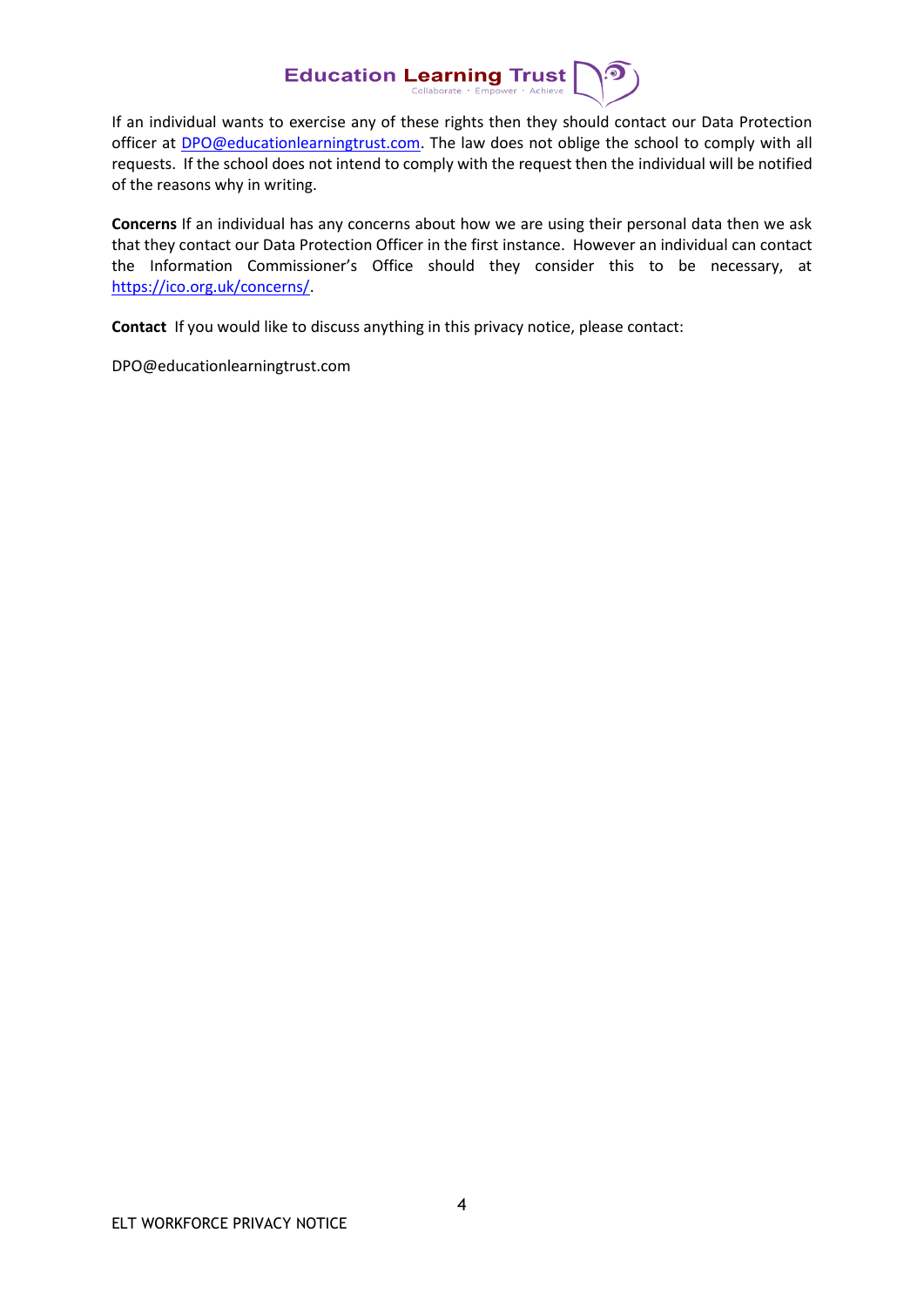If an individual wants to exercise any of these rights then they should contact our Data Protection officer at DPO@educationlearningtrust.com. The law does not oblige the school to comply with all requests. If the school does not intend to comply with the request then the individual will be notified of the reasons why in writing.

**Concerns** If an individual has any concerns about how we are using their personal data then we ask that they contact our Data Protection Officer in the first instance. However an individual can contact the Information Commissioner's Office should they consider this to be necessary, at https://ico.org.uk/concerns/.

**Contact** If you would like to discuss anything in this privacy notice, please contact:

DPO@educationlearningtrust.com